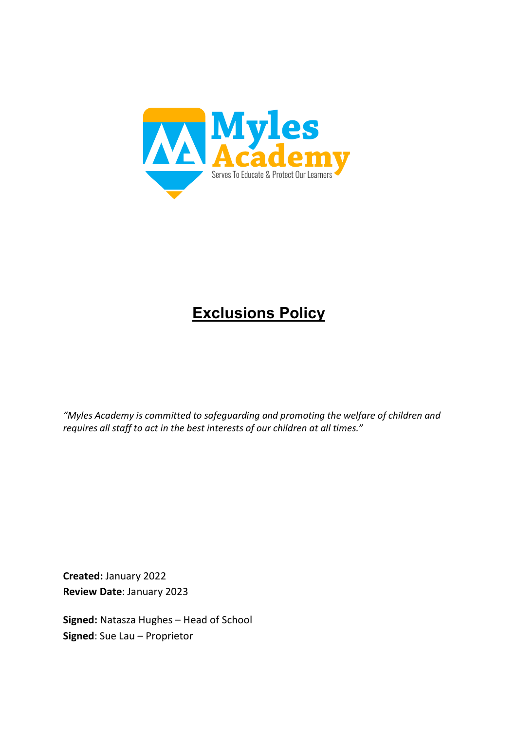Myles Academy

Serves To Educate & Protect Our Learners

# Exclusions Policy

*"Myles Academy is committed to safeguarding and promoting the welfare of children and requires all staff to act in the best interests of our children at all times."*

**Created:** January 2022
**Review Date**: January 2023

**Signed:** Natasza Hughes – Head of School
**Signed**: Sue Lau – Proprietor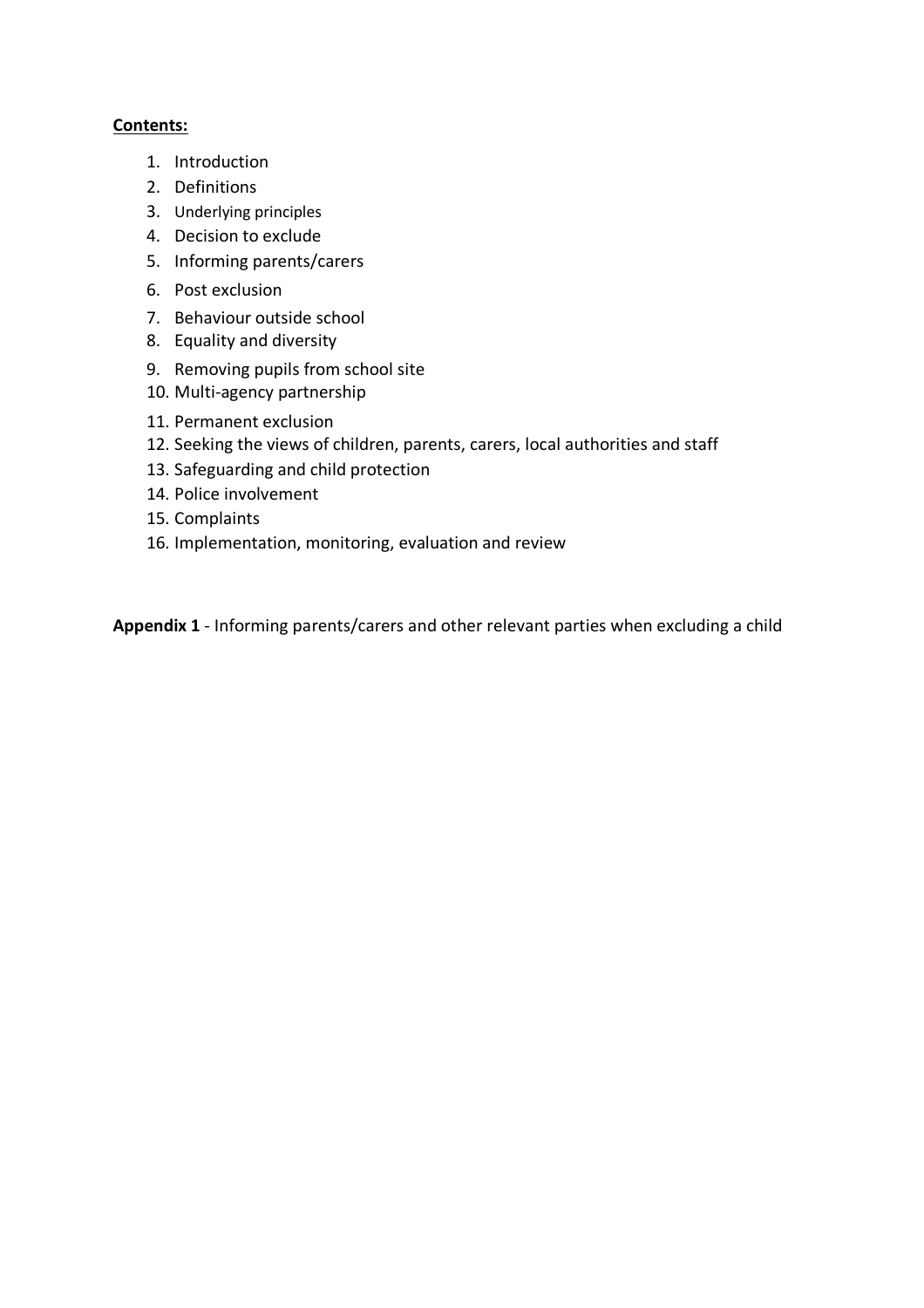**Contents:**

1. Introduction
2. Definitions
3. Underlying principles
4. Decision to exclude
5. Informing parents/carers
6. Post exclusion
7. Behaviour outside school
8. Equality and diversity
9. Removing pupils from school site
10. Multi-agency partnership
11. Permanent exclusion
12. Seeking the views of children, parents, carers, local authorities and staff
13. Safeguarding and child protection
14. Police involvement
15. Complaints
16. Implementation, monitoring, evaluation and review

**Appendix 1** - Informing parents/carers and other relevant parties when excluding a child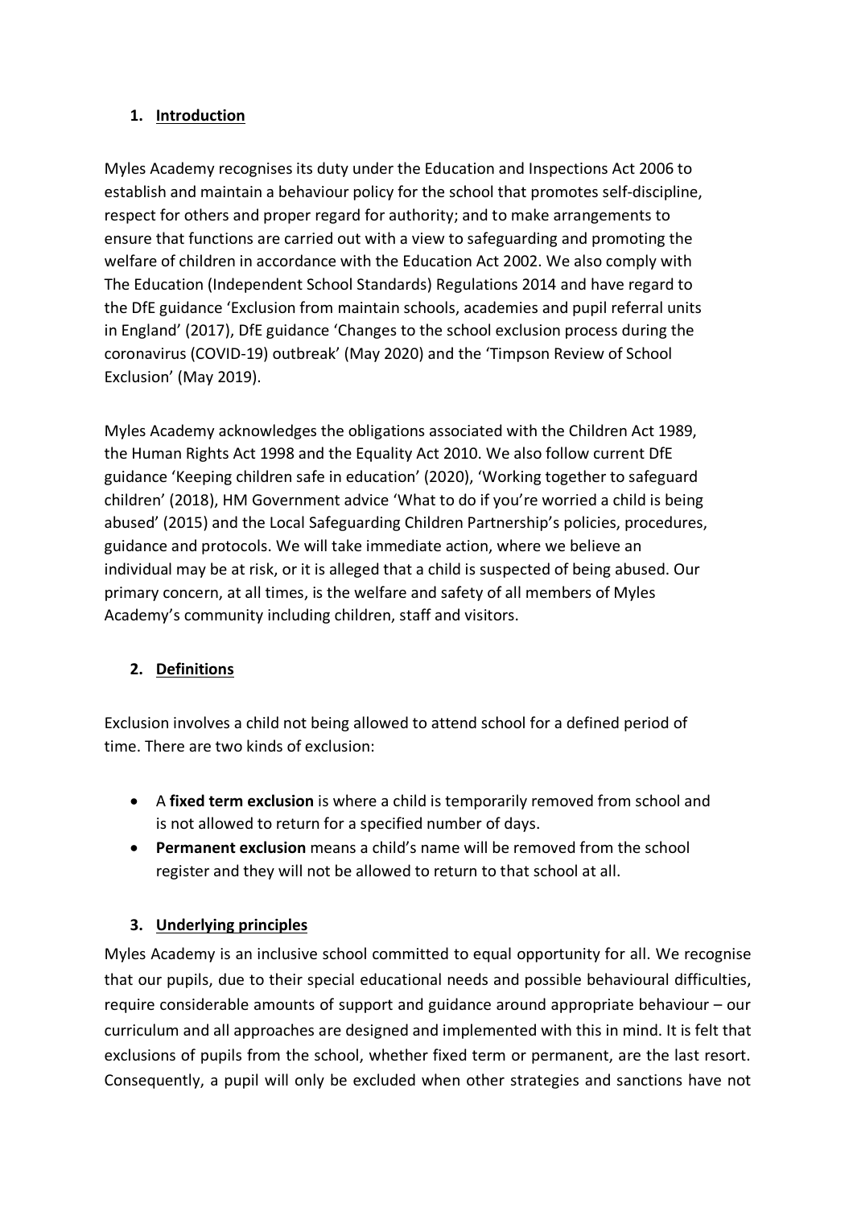## 1. Introduction

Myles Academy recognises its duty under the Education and Inspections Act 2006 to establish and maintain a behaviour policy for the school that promotes self-discipline, respect for others and proper regard for authority; and to make arrangements to ensure that functions are carried out with a view to safeguarding and promoting the welfare of children in accordance with the Education Act 2002. We also comply with The Education (Independent School Standards) Regulations 2014 and have regard to the DfE guidance 'Exclusion from maintain schools, academies and pupil referral units in England' (2017), DfE guidance 'Changes to the school exclusion process during the coronavirus (COVID-19) outbreak' (May 2020) and the 'Timpson Review of School Exclusion' (May 2019).

Myles Academy acknowledges the obligations associated with the Children Act 1989, the Human Rights Act 1998 and the Equality Act 2010. We also follow current DfE guidance 'Keeping children safe in education' (2020), 'Working together to safeguard children' (2018), HM Government advice 'What to do if you're worried a child is being abused' (2015) and the Local Safeguarding Children Partnership's policies, procedures, guidance and protocols. We will take immediate action, where we believe an individual may be at risk, or it is alleged that a child is suspected of being abused. Our primary concern, at all times, is the welfare and safety of all members of Myles Academy's community including children, staff and visitors.

## 2. Definitions

Exclusion involves a child not being allowed to attend school for a defined period of time. There are two kinds of exclusion:

- A **fixed term exclusion** is where a child is temporarily removed from school and is not allowed to return for a specified number of days.
- **Permanent exclusion** means a child's name will be removed from the school register and they will not be allowed to return to that school at all.

## 3. Underlying principles

Myles Academy is an inclusive school committed to equal opportunity for all. We recognise that our pupils, due to their special educational needs and possible behavioural difficulties, require considerable amounts of support and guidance around appropriate behaviour – our curriculum and all approaches are designed and implemented with this in mind. It is felt that exclusions of pupils from the school, whether fixed term or permanent, are the last resort. Consequently, a pupil will only be excluded when other strategies and sanctions have not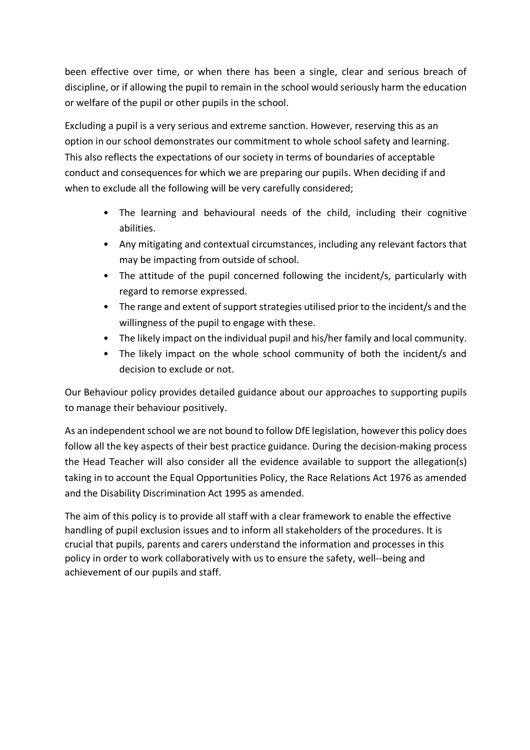been effective over time, or when there has been a single, clear and serious breach of discipline, or if allowing the pupil to remain in the school would seriously harm the education or welfare of the pupil or other pupils in the school.

Excluding a pupil is a very serious and extreme sanction. However, reserving this as an option in our school demonstrates our commitment to whole school safety and learning. This also reflects the expectations of our society in terms of boundaries of acceptable conduct and consequences for which we are preparing our pupils. When deciding if and when to exclude all the following will be very carefully considered;

- The learning and behavioural needs of the child, including their cognitive abilities.
- Any mitigating and contextual circumstances, including any relevant factors that may be impacting from outside of school.
- The attitude of the pupil concerned following the incident/s, particularly with regard to remorse expressed.
- The range and extent of support strategies utilised prior to the incident/s and the willingness of the pupil to engage with these.
- The likely impact on the individual pupil and his/her family and local community.
- The likely impact on the whole school community of both the incident/s and decision to exclude or not.

Our Behaviour policy provides detailed guidance about our approaches to supporting pupils to manage their behaviour positively.

As an independent school we are not bound to follow DfE legislation, however this policy does follow all the key aspects of their best practice guidance. During the decision-making process the Head Teacher will also consider all the evidence available to support the allegation(s) taking in to account the Equal Opportunities Policy, the Race Relations Act 1976 as amended and the Disability Discrimination Act 1995 as amended.

The aim of this policy is to provide all staff with a clear framework to enable the effective handling of pupil exclusion issues and to inform all stakeholders of the procedures. It is crucial that pupils, parents and carers understand the information and processes in this policy in order to work collaboratively with us to ensure the safety, well--being and achievement of our pupils and staff.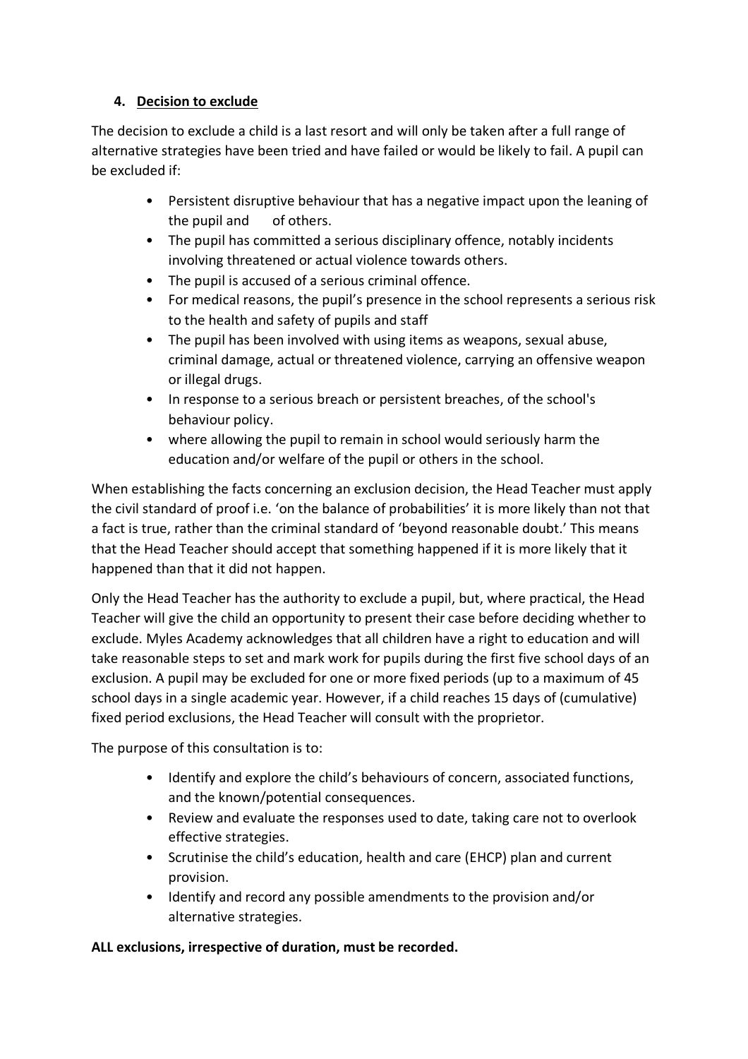## 4. Decision to exclude

The decision to exclude a child is a last resort and will only be taken after a full range of alternative strategies have been tried and have failed or would be likely to fail. A pupil can be excluded if:

- Persistent disruptive behaviour that has a negative impact upon the leaning of the pupil and of others.
- The pupil has committed a serious disciplinary offence, notably incidents involving threatened or actual violence towards others.
- The pupil is accused of a serious criminal offence.
- For medical reasons, the pupil's presence in the school represents a serious risk to the health and safety of pupils and staff
- The pupil has been involved with using items as weapons, sexual abuse, criminal damage, actual or threatened violence, carrying an offensive weapon or illegal drugs.
- In response to a serious breach or persistent breaches, of the school's behaviour policy.
- where allowing the pupil to remain in school would seriously harm the education and/or welfare of the pupil or others in the school.

When establishing the facts concerning an exclusion decision, the Head Teacher must apply the civil standard of proof i.e. 'on the balance of probabilities' it is more likely than not that a fact is true, rather than the criminal standard of 'beyond reasonable doubt.' This means that the Head Teacher should accept that something happened if it is more likely that it happened than that it did not happen.

Only the Head Teacher has the authority to exclude a pupil, but, where practical, the Head Teacher will give the child an opportunity to present their case before deciding whether to exclude. Myles Academy acknowledges that all children have a right to education and will take reasonable steps to set and mark work for pupils during the first five school days of an exclusion. A pupil may be excluded for one or more fixed periods (up to a maximum of 45 school days in a single academic year. However, if a child reaches 15 days of (cumulative) fixed period exclusions, the Head Teacher will consult with the proprietor.

The purpose of this consultation is to:

- Identify and explore the child's behaviours of concern, associated functions, and the known/potential consequences.
- Review and evaluate the responses used to date, taking care not to overlook effective strategies.
- Scrutinise the child's education, health and care (EHCP) plan and current provision.
- Identify and record any possible amendments to the provision and/or alternative strategies.

**ALL exclusions, irrespective of duration, must be recorded.**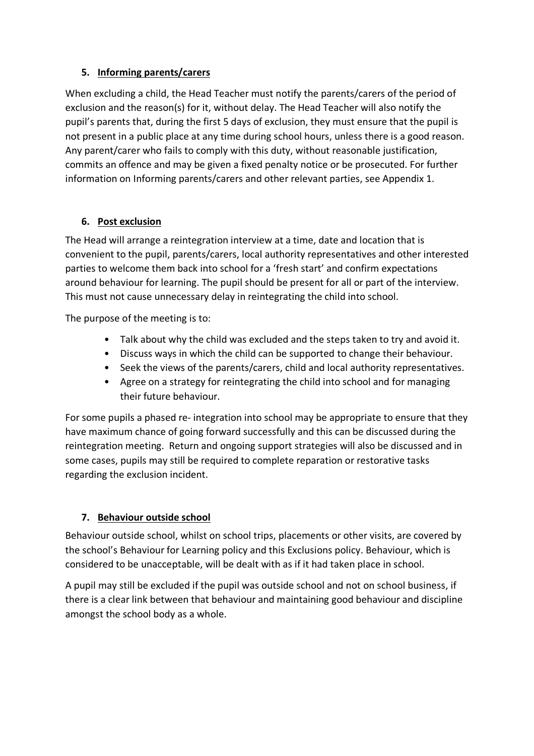## 5. Informing parents/carers

When excluding a child, the Head Teacher must notify the parents/carers of the period of exclusion and the reason(s) for it, without delay. The Head Teacher will also notify the pupil's parents that, during the first 5 days of exclusion, they must ensure that the pupil is not present in a public place at any time during school hours, unless there is a good reason. Any parent/carer who fails to comply with this duty, without reasonable justification, commits an offence and may be given a fixed penalty notice or be prosecuted. For further information on Informing parents/carers and other relevant parties, see Appendix 1.

## 6. Post exclusion

The Head will arrange a reintegration interview at a time, date and location that is convenient to the pupil, parents/carers, local authority representatives and other interested parties to welcome them back into school for a 'fresh start' and confirm expectations around behaviour for learning. The pupil should be present for all or part of the interview. This must not cause unnecessary delay in reintegrating the child into school.

The purpose of the meeting is to:

- Talk about why the child was excluded and the steps taken to try and avoid it.
- Discuss ways in which the child can be supported to change their behaviour.
- Seek the views of the parents/carers, child and local authority representatives.
- Agree on a strategy for reintegrating the child into school and for managing their future behaviour.

For some pupils a phased re- integration into school may be appropriate to ensure that they have maximum chance of going forward successfully and this can be discussed during the reintegration meeting. Return and ongoing support strategies will also be discussed and in some cases, pupils may still be required to complete reparation or restorative tasks regarding the exclusion incident.

## 7. Behaviour outside school

Behaviour outside school, whilst on school trips, placements or other visits, are covered by the school's Behaviour for Learning policy and this Exclusions policy. Behaviour, which is considered to be unacceptable, will be dealt with as if it had taken place in school.

A pupil may still be excluded if the pupil was outside school and not on school business, if there is a clear link between that behaviour and maintaining good behaviour and discipline amongst the school body as a whole.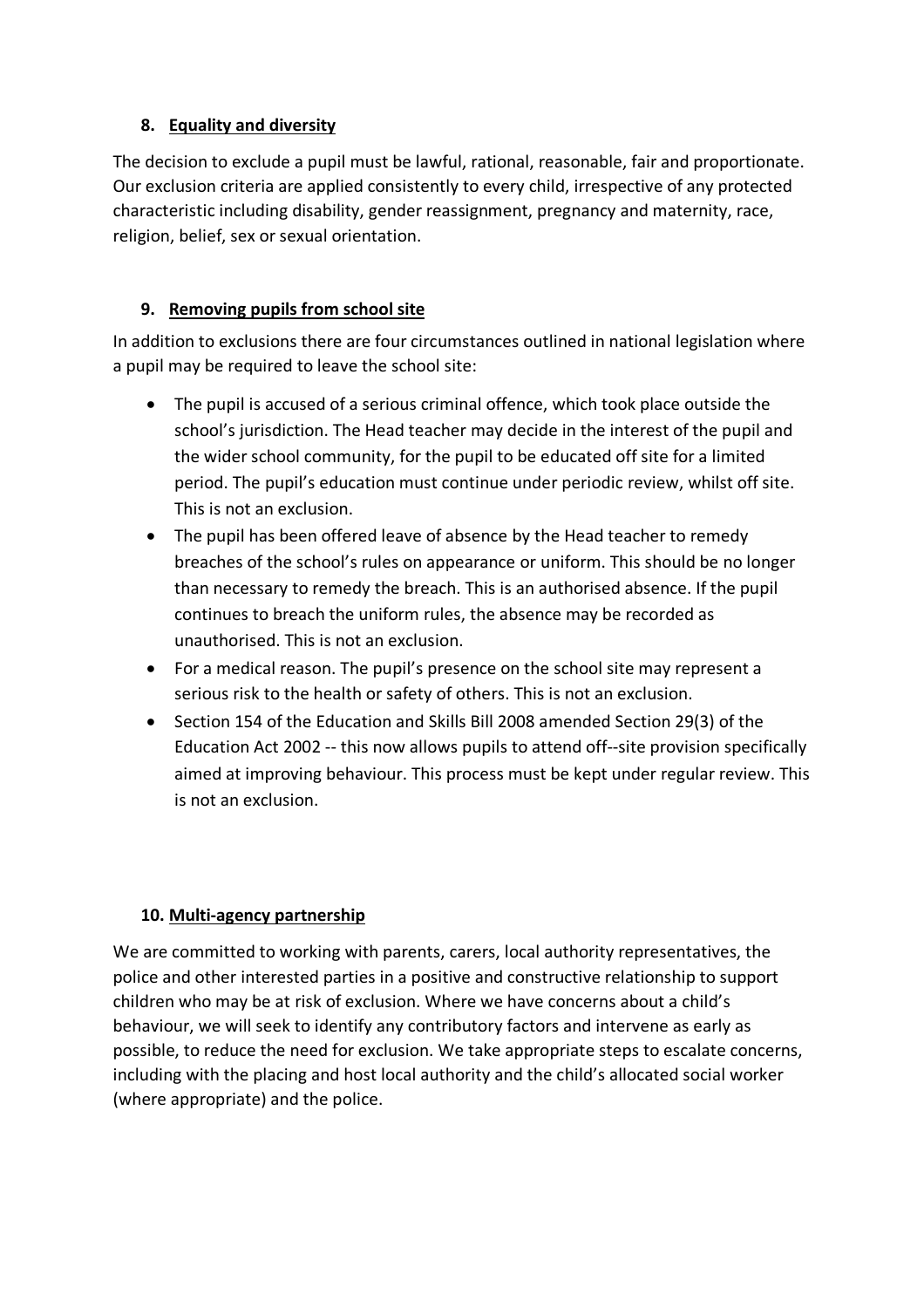## 8. Equality and diversity

The decision to exclude a pupil must be lawful, rational, reasonable, fair and proportionate. Our exclusion criteria are applied consistently to every child, irrespective of any protected characteristic including disability, gender reassignment, pregnancy and maternity, race, religion, belief, sex or sexual orientation.

## 9. Removing pupils from school site

In addition to exclusions there are four circumstances outlined in national legislation where a pupil may be required to leave the school site:

- The pupil is accused of a serious criminal offence, which took place outside the school's jurisdiction. The Head teacher may decide in the interest of the pupil and the wider school community, for the pupil to be educated off site for a limited period. The pupil's education must continue under periodic review, whilst off site. This is not an exclusion.
- The pupil has been offered leave of absence by the Head teacher to remedy breaches of the school's rules on appearance or uniform. This should be no longer than necessary to remedy the breach. This is an authorised absence. If the pupil continues to breach the uniform rules, the absence may be recorded as unauthorised. This is not an exclusion.
- For a medical reason. The pupil's presence on the school site may represent a serious risk to the health or safety of others. This is not an exclusion.
- Section 154 of the Education and Skills Bill 2008 amended Section 29(3) of the Education Act 2002 -- this now allows pupils to attend off--site provision specifically aimed at improving behaviour. This process must be kept under regular review. This is not an exclusion.

## 10. Multi-agency partnership

We are committed to working with parents, carers, local authority representatives, the police and other interested parties in a positive and constructive relationship to support children who may be at risk of exclusion. Where we have concerns about a child's behaviour, we will seek to identify any contributory factors and intervene as early as possible, to reduce the need for exclusion. We take appropriate steps to escalate concerns, including with the placing and host local authority and the child's allocated social worker (where appropriate) and the police.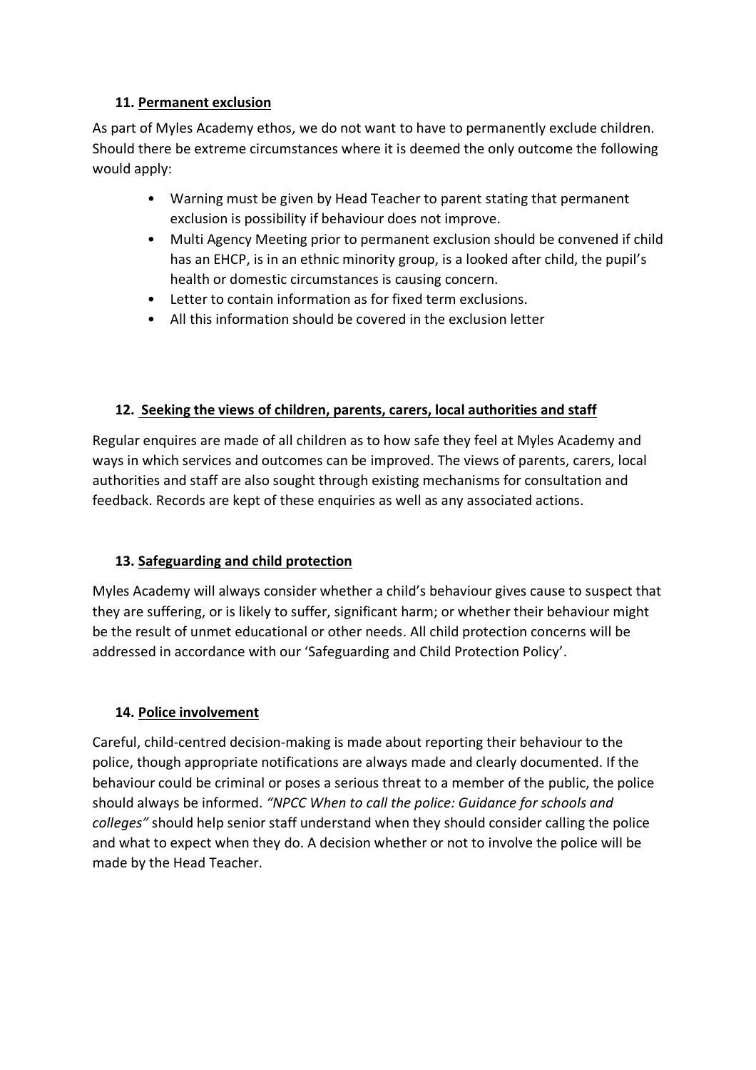### 11. Permanent exclusion

As part of Myles Academy ethos, we do not want to have to permanently exclude children. Should there be extreme circumstances where it is deemed the only outcome the following would apply:

- Warning must be given by Head Teacher to parent stating that permanent exclusion is possibility if behaviour does not improve.
- Multi Agency Meeting prior to permanent exclusion should be convened if child has an EHCP, is in an ethnic minority group, is a looked after child, the pupil's health or domestic circumstances is causing concern.
- Letter to contain information as for fixed term exclusions.
- All this information should be covered in the exclusion letter

### 12. Seeking the views of children, parents, carers, local authorities and staff

Regular enquires are made of all children as to how safe they feel at Myles Academy and ways in which services and outcomes can be improved. The views of parents, carers, local authorities and staff are also sought through existing mechanisms for consultation and feedback. Records are kept of these enquiries as well as any associated actions.

### 13. Safeguarding and child protection

Myles Academy will always consider whether a child's behaviour gives cause to suspect that they are suffering, or is likely to suffer, significant harm; or whether their behaviour might be the result of unmet educational or other needs. All child protection concerns will be addressed in accordance with our 'Safeguarding and Child Protection Policy'.

### 14. Police involvement

Careful, child-centred decision-making is made about reporting their behaviour to the police, though appropriate notifications are always made and clearly documented. If the behaviour could be criminal or poses a serious threat to a member of the public, the police should always be informed. *"NPCC When to call the police: Guidance for schools and colleges"* should help senior staff understand when they should consider calling the police and what to expect when they do. A decision whether or not to involve the police will be made by the Head Teacher.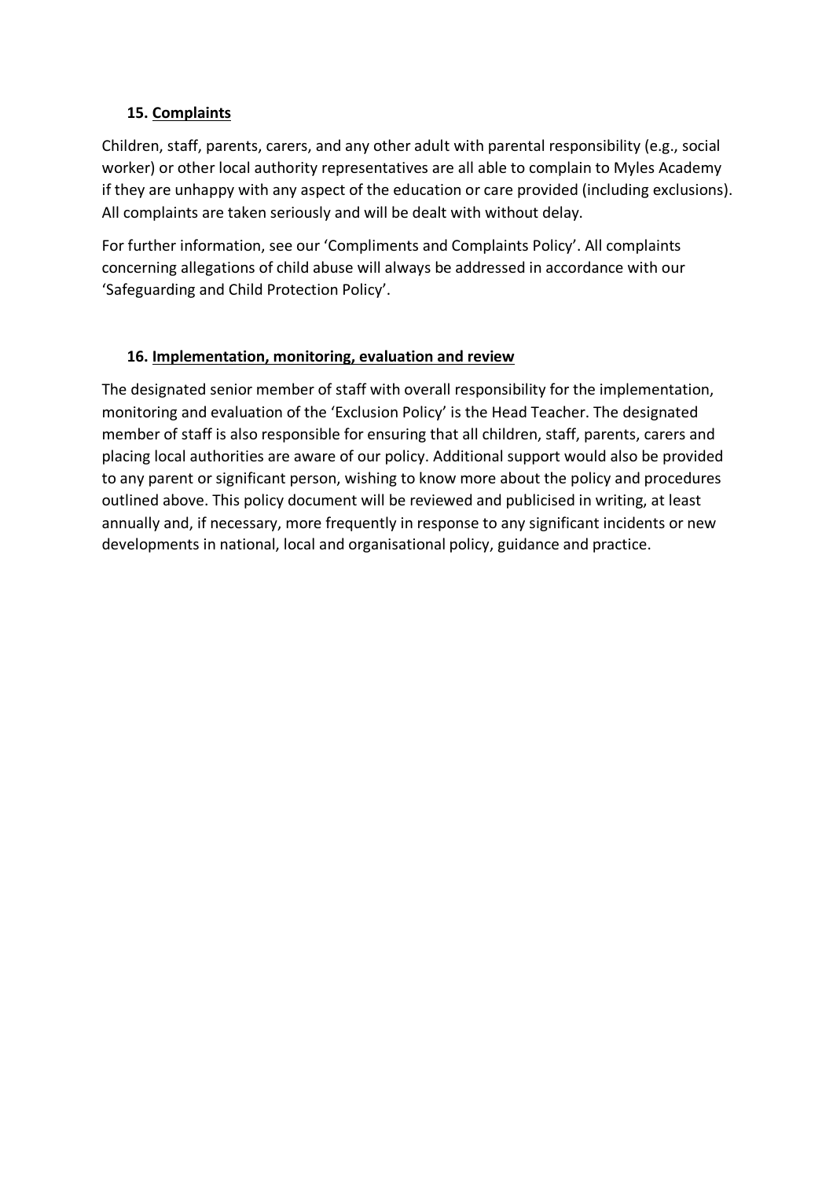## 15. Complaints

Children, staff, parents, carers, and any other adult with parental responsibility (e.g., social worker) or other local authority representatives are all able to complain to Myles Academy if they are unhappy with any aspect of the education or care provided (including exclusions). All complaints are taken seriously and will be dealt with without delay.

For further information, see our 'Compliments and Complaints Policy'. All complaints concerning allegations of child abuse will always be addressed in accordance with our 'Safeguarding and Child Protection Policy'.

## 16. Implementation, monitoring, evaluation and review

The designated senior member of staff with overall responsibility for the implementation, monitoring and evaluation of the 'Exclusion Policy' is the Head Teacher. The designated member of staff is also responsible for ensuring that all children, staff, parents, carers and placing local authorities are aware of our policy. Additional support would also be provided to any parent or significant person, wishing to know more about the policy and procedures outlined above. This policy document will be reviewed and publicised in writing, at least annually and, if necessary, more frequently in response to any significant incidents or new developments in national, local and organisational policy, guidance and practice.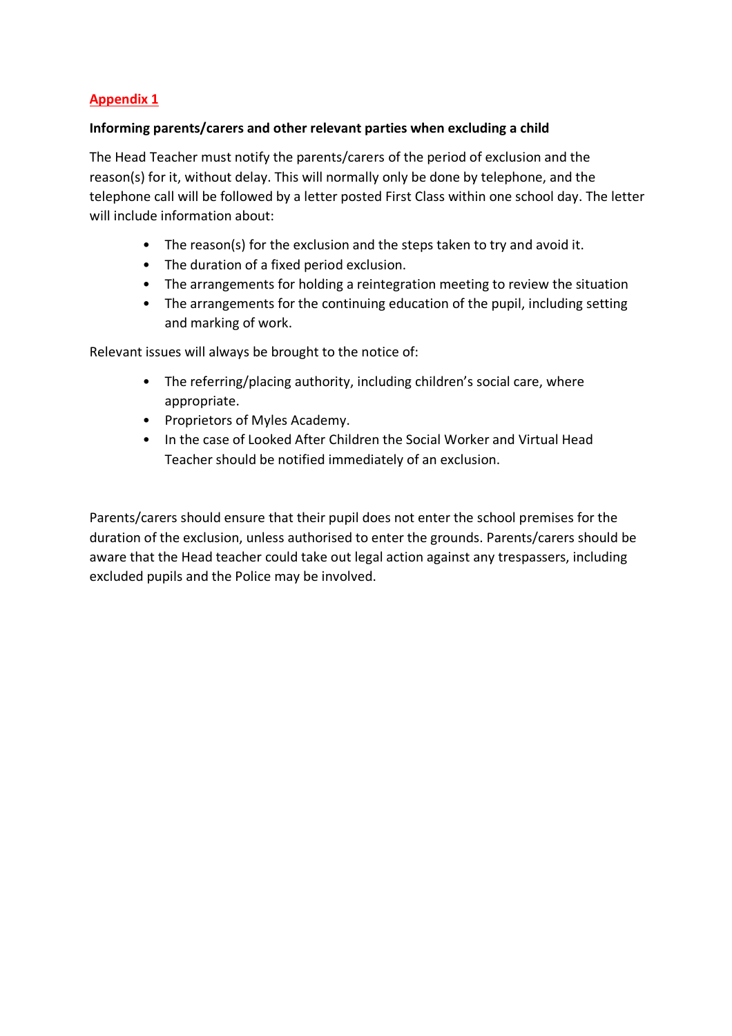## Appendix 1

**Informing parents/carers and other relevant parties when excluding a child**

The Head Teacher must notify the parents/carers of the period of exclusion and the reason(s) for it, without delay. This will normally only be done by telephone, and the telephone call will be followed by a letter posted First Class within one school day. The letter will include information about:

- The reason(s) for the exclusion and the steps taken to try and avoid it.
- The duration of a fixed period exclusion.
- The arrangements for holding a reintegration meeting to review the situation
- The arrangements for the continuing education of the pupil, including setting and marking of work.

Relevant issues will always be brought to the notice of:

- The referring/placing authority, including children's social care, where appropriate.
- Proprietors of Myles Academy.
- In the case of Looked After Children the Social Worker and Virtual Head Teacher should be notified immediately of an exclusion.

Parents/carers should ensure that their pupil does not enter the school premises for the duration of the exclusion, unless authorised to enter the grounds. Parents/carers should be aware that the Head teacher could take out legal action against any trespassers, including excluded pupils and the Police may be involved.